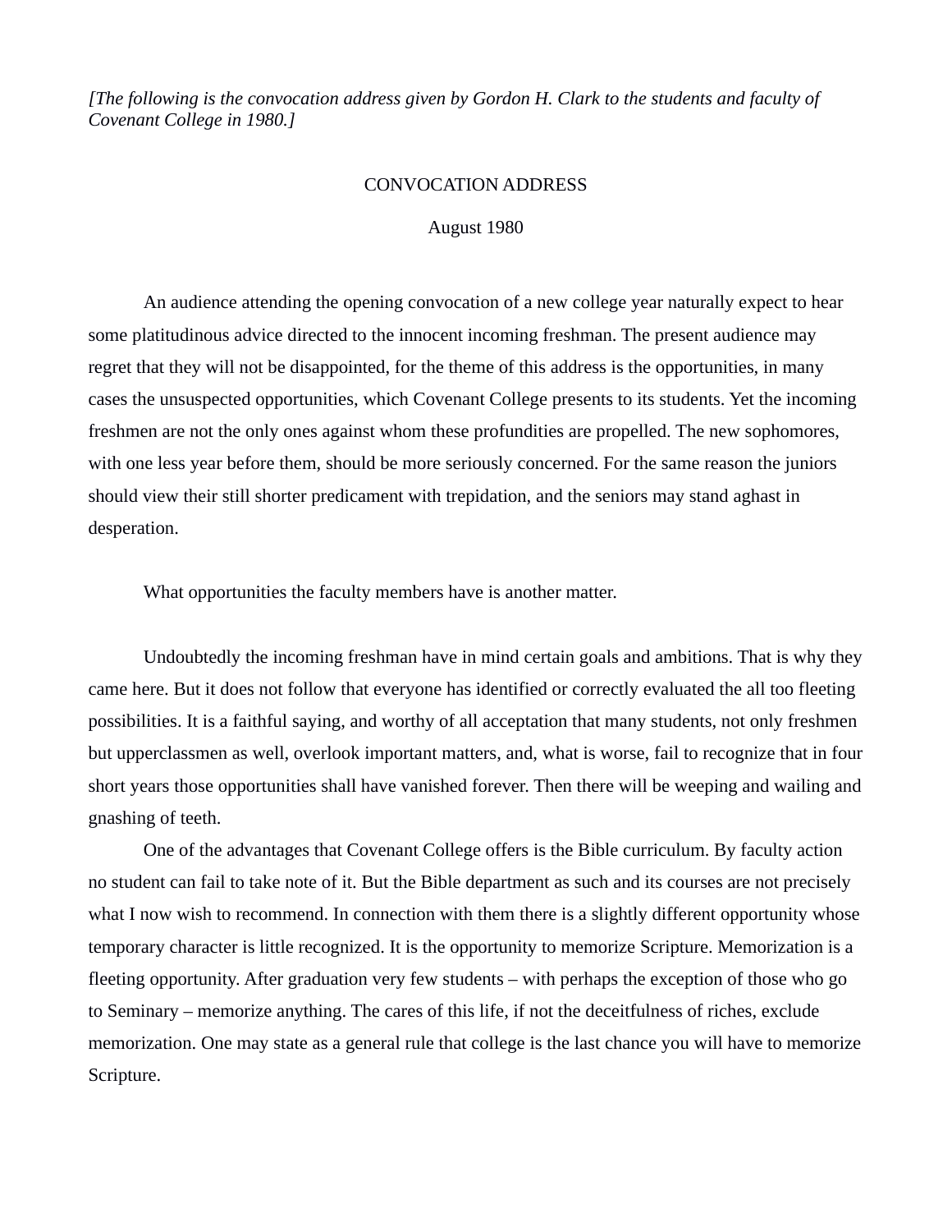*[The following is the convocation address given by Gordon H. Clark to the students and faculty of Covenant College in 1980.]*

# CONVOCATION ADDRESS

August 1980

An audience attending the opening convocation of a new college year naturally expect to hear some platitudinous advice directed to the innocent incoming freshman. The present audience may regret that they will not be disappointed, for the theme of this address is the opportunities, in many cases the unsuspected opportunities, which Covenant College presents to its students. Yet the incoming freshmen are not the only ones against whom these profundities are propelled. The new sophomores, with one less year before them, should be more seriously concerned. For the same reason the juniors should view their still shorter predicament with trepidation, and the seniors may stand aghast in desperation.

What opportunities the faculty members have is another matter.

Undoubtedly the incoming freshman have in mind certain goals and ambitions. That is why they came here. But it does not follow that everyone has identified or correctly evaluated the all too fleeting possibilities. It is a faithful saying, and worthy of all acceptation that many students, not only freshmen but upperclassmen as well, overlook important matters, and, what is worse, fail to recognize that in four short years those opportunities shall have vanished forever. Then there will be weeping and wailing and gnashing of teeth.

One of the advantages that Covenant College offers is the Bible curriculum. By faculty action no student can fail to take note of it. But the Bible department as such and its courses are not precisely what I now wish to recommend. In connection with them there is a slightly different opportunity whose temporary character is little recognized. It is the opportunity to memorize Scripture. Memorization is a fleeting opportunity. After graduation very few students – with perhaps the exception of those who go to Seminary – memorize anything. The cares of this life, if not the deceitfulness of riches, exclude memorization. One may state as a general rule that college is the last chance you will have to memorize Scripture.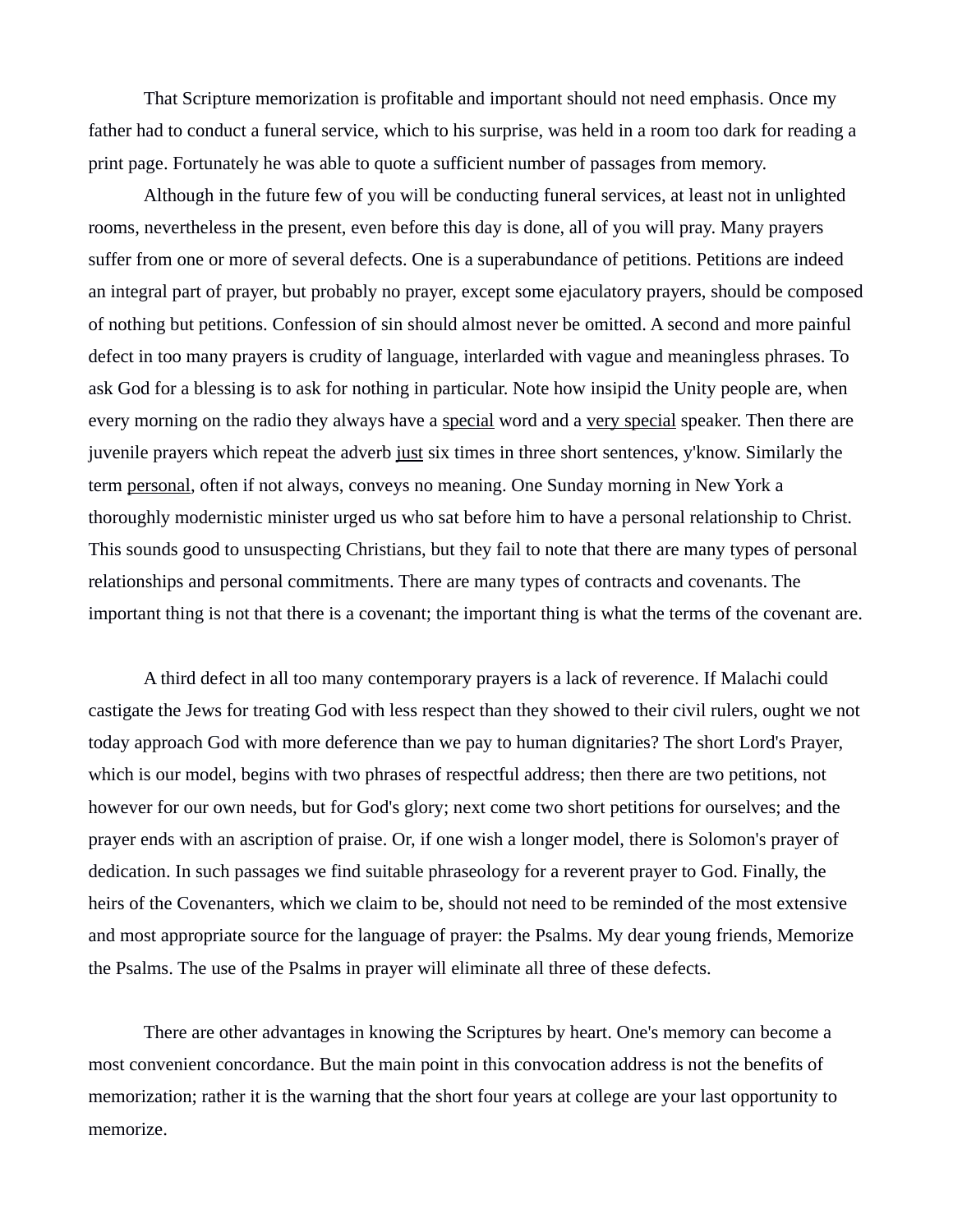That Scripture memorization is profitable and important should not need emphasis. Once my father had to conduct a funeral service, which to his surprise, was held in a room too dark for reading a print page. Fortunately he was able to quote a sufficient number of passages from memory.

Although in the future few of you will be conducting funeral services, at least not in unlighted rooms, nevertheless in the present, even before this day is done, all of you will pray. Many prayers suffer from one or more of several defects. One is a superabundance of petitions. Petitions are indeed an integral part of prayer, but probably no prayer, except some ejaculatory prayers, should be composed of nothing but petitions. Confession of sin should almost never be omitted. A second and more painful defect in too many prayers is crudity of language, interlarded with vague and meaningless phrases. To ask God for a blessing is to ask for nothing in particular. Note how insipid the Unity people are, when every morning on the radio they always have a <u>special</u> word and a <u>very special</u> speaker. Then there are juvenile prayers which repeat the adverb <u>just</u> six times in three short sentences, y'know. Similarly the term <u>personal</u>, often if not always, conveys no meaning. One Sunday morning in New York a thoroughly modernistic minister urged us who sat before him to have a personal relationship to Christ. This sounds good to unsuspecting Christians, but they fail to note that there are many types of personal relationships and personal commitments. There are many types of contracts and covenants. The important thing is not that there is a covenant; the important thing is what the terms of the covenant are.

A third defect in all too many contemporary prayers is a lack of reverence. If Malachi could castigate the Jews for treating God with less respect than they showed to their civil rulers, ought we not today approach God with more deference than we pay to human dignitaries? The short Lord's Prayer, which is our model, begins with two phrases of respectful address; then there are two petitions, not however for our own needs, but for God's glory; next come two short petitions for ourselves; and the prayer ends with an ascription of praise. Or, if one wish a longer model, there is Solomon's prayer of dedication. In such passages we find suitable phraseology for a reverent prayer to God. Finally, the heirs of the Covenanters, which we claim to be, should not need to be reminded of the most extensive and most appropriate source for the language of prayer: the Psalms. My dear young friends, Memorize the Psalms. The use of the Psalms in prayer will eliminate all three of these defects.

There are other advantages in knowing the Scriptures by heart. One's memory can become a most convenient concordance. But the main point in this convocation address is not the benefits of memorization; rather it is the warning that the short four years at college are your last opportunity to memorize.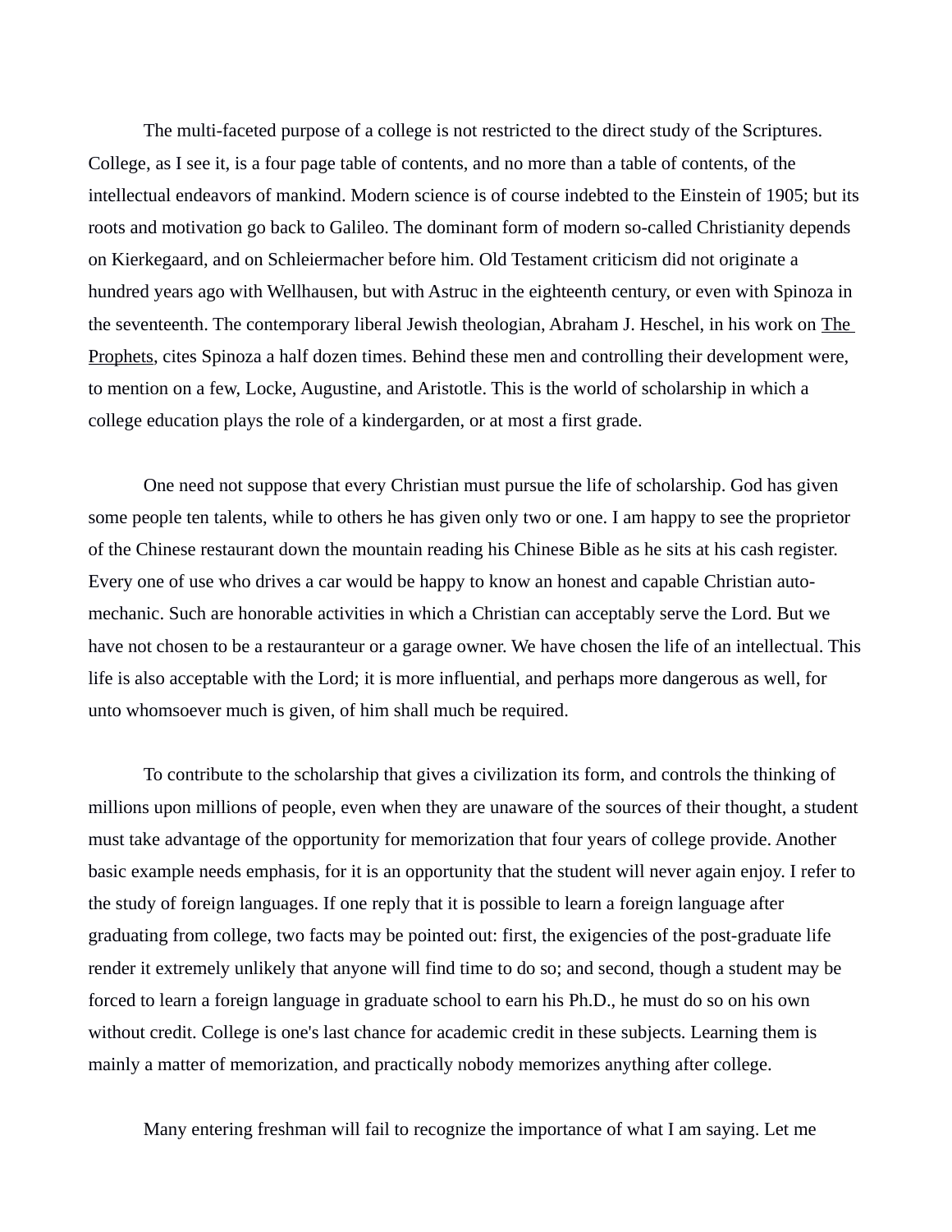The multi-faceted purpose of a college is not restricted to the direct study of the Scriptures. College, as I see it, is a four page table of contents, and no more than a table of contents, of the intellectual endeavors of mankind. Modern science is of course indebted to the Einstein of 1905; but its roots and motivation go back to Galileo. The dominant form of modern so-called Christianity depends on Kierkegaard, and on Schleiermacher before him. Old Testament criticism did not originate a hundred years ago with Wellhausen, but with Astruc in the eighteenth century, or even with Spinoza in the seventeenth. The contemporary liberal Jewish theologian, Abraham J. Heschel, in his work on The Prophets, cites Spinoza a half dozen times. Behind these men and controlling their development were, to mention on a few, Locke, Augustine, and Aristotle. This is the world of scholarship in which a college education plays the role of a kindergarden, or at most a first grade.

One need not suppose that every Christian must pursue the life of scholarship. God has given some people ten talents, while to others he has given only two or one. I am happy to see the proprietor of the Chinese restaurant down the mountain reading his Chinese Bible as he sits at his cash register. Every one of use who drives a car would be happy to know an honest and capable Christian auto-mechanic. Such are honorable activities in which a Christian can acceptably serve the Lord. But we have not chosen to be a restauranteur or a garage owner. We have chosen the life of an intellectual. This life is also acceptable with the Lord; it is more influential, and perhaps more dangerous as well, for unto whomsoever much is given, of him shall much be required.

To contribute to the scholarship that gives a civilization its form, and controls the thinking of millions upon millions of people, even when they are unaware of the sources of their thought, a student must take advantage of the opportunity for memorization that four years of college provide. Another basic example needs emphasis, for it is an opportunity that the student will never again enjoy. I refer to the study of foreign languages. If one reply that it is possible to learn a foreign language after graduating from college, two facts may be pointed out: first, the exigencies of the post-graduate life render it extremely unlikely that anyone will find time to do so; and second, though a student may be forced to learn a foreign language in graduate school to earn his Ph.D., he must do so on his own without credit. College is one's last chance for academic credit in these subjects. Learning them is mainly a matter of memorization, and practically nobody memorizes anything after college.

Many entering freshman will fail to recognize the importance of what I am saying. Let me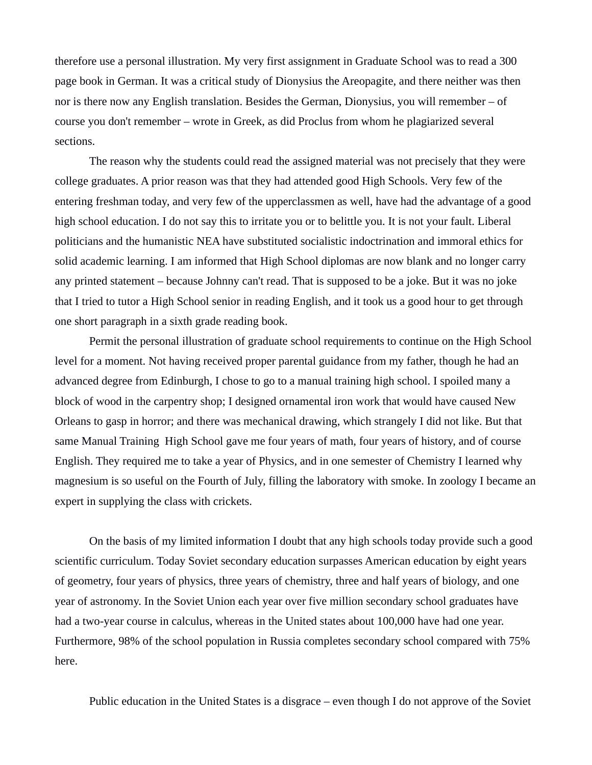therefore use a personal illustration. My very first assignment in Graduate School was to read a 300 page book in German. It was a critical study of Dionysius the Areopagite, and there neither was then nor is there now any English translation. Besides the German, Dionysius, you will remember – of course you don't remember – wrote in Greek, as did Proclus from whom he plagiarized several sections.

The reason why the students could read the assigned material was not precisely that they were college graduates. A prior reason was that they had attended good High Schools. Very few of the entering freshman today, and very few of the upperclassmen as well, have had the advantage of a good high school education. I do not say this to irritate you or to belittle you. It is not your fault. Liberal politicians and the humanistic NEA have substituted socialistic indoctrination and immoral ethics for solid academic learning. I am informed that High School diplomas are now blank and no longer carry any printed statement – because Johnny can't read. That is supposed to be a joke. But it was no joke that I tried to tutor a High School senior in reading English, and it took us a good hour to get through one short paragraph in a sixth grade reading book.

Permit the personal illustration of graduate school requirements to continue on the High School level for a moment. Not having received proper parental guidance from my father, though he had an advanced degree from Edinburgh, I chose to go to a manual training high school. I spoiled many a block of wood in the carpentry shop; I designed ornamental iron work that would have caused New Orleans to gasp in horror; and there was mechanical drawing, which strangely I did not like. But that same Manual Training High School gave me four years of math, four years of history, and of course English. They required me to take a year of Physics, and in one semester of Chemistry I learned why magnesium is so useful on the Fourth of July, filling the laboratory with smoke. In zoology I became an expert in supplying the class with crickets.

On the basis of my limited information I doubt that any high schools today provide such a good scientific curriculum. Today Soviet secondary education surpasses American education by eight years of geometry, four years of physics, three years of chemistry, three and half years of biology, and one year of astronomy. In the Soviet Union each year over five million secondary school graduates have had a two-year course in calculus, whereas in the United states about 100,000 have had one year. Furthermore, 98% of the school population in Russia completes secondary school compared with 75% here.

Public education in the United States is a disgrace – even though I do not approve of the Soviet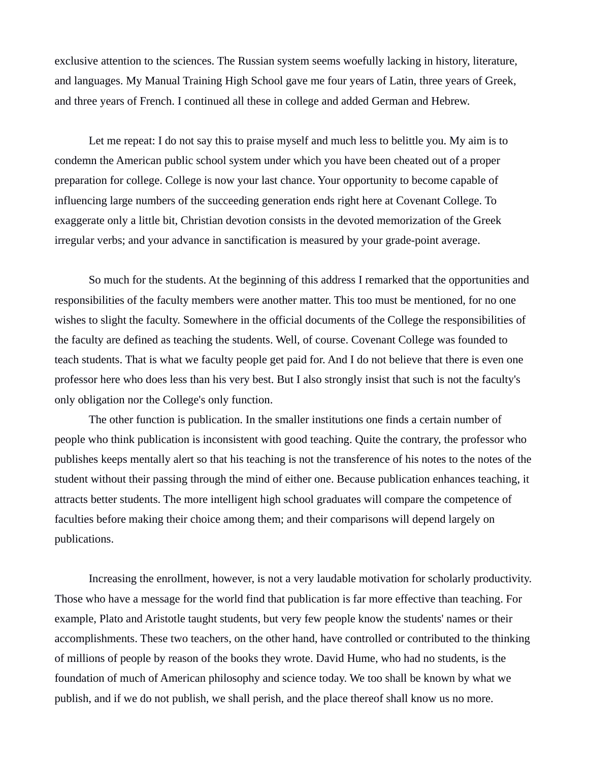exclusive attention to the sciences. The Russian system seems woefully lacking in history, literature, and languages. My Manual Training High School gave me four years of Latin, three years of Greek, and three years of French. I continued all these in college and added German and Hebrew.

Let me repeat: I do not say this to praise myself and much less to belittle you. My aim is to condemn the American public school system under which you have been cheated out of a proper preparation for college. College is now your last chance. Your opportunity to become capable of influencing large numbers of the succeeding generation ends right here at Covenant College. To exaggerate only a little bit, Christian devotion consists in the devoted memorization of the Greek irregular verbs; and your advance in sanctification is measured by your grade-point average.

So much for the students. At the beginning of this address I remarked that the opportunities and responsibilities of the faculty members were another matter. This too must be mentioned, for no one wishes to slight the faculty. Somewhere in the official documents of the College the responsibilities of the faculty are defined as teaching the students. Well, of course. Covenant College was founded to teach students. That is what we faculty people get paid for. And I do not believe that there is even one professor here who does less than his very best. But I also strongly insist that such is not the faculty's only obligation nor the College's only function.

The other function is publication. In the smaller institutions one finds a certain number of people who think publication is inconsistent with good teaching. Quite the contrary, the professor who publishes keeps mentally alert so that his teaching is not the transference of his notes to the notes of the student without their passing through the mind of either one. Because publication enhances teaching, it attracts better students. The more intelligent high school graduates will compare the competence of faculties before making their choice among them; and their comparisons will depend largely on publications.

Increasing the enrollment, however, is not a very laudable motivation for scholarly productivity. Those who have a message for the world find that publication is far more effective than teaching. For example, Plato and Aristotle taught students, but very few people know the students' names or their accomplishments. These two teachers, on the other hand, have controlled or contributed to the thinking of millions of people by reason of the books they wrote. David Hume, who had no students, is the foundation of much of American philosophy and science today. We too shall be known by what we publish, and if we do not publish, we shall perish, and the place thereof shall know us no more.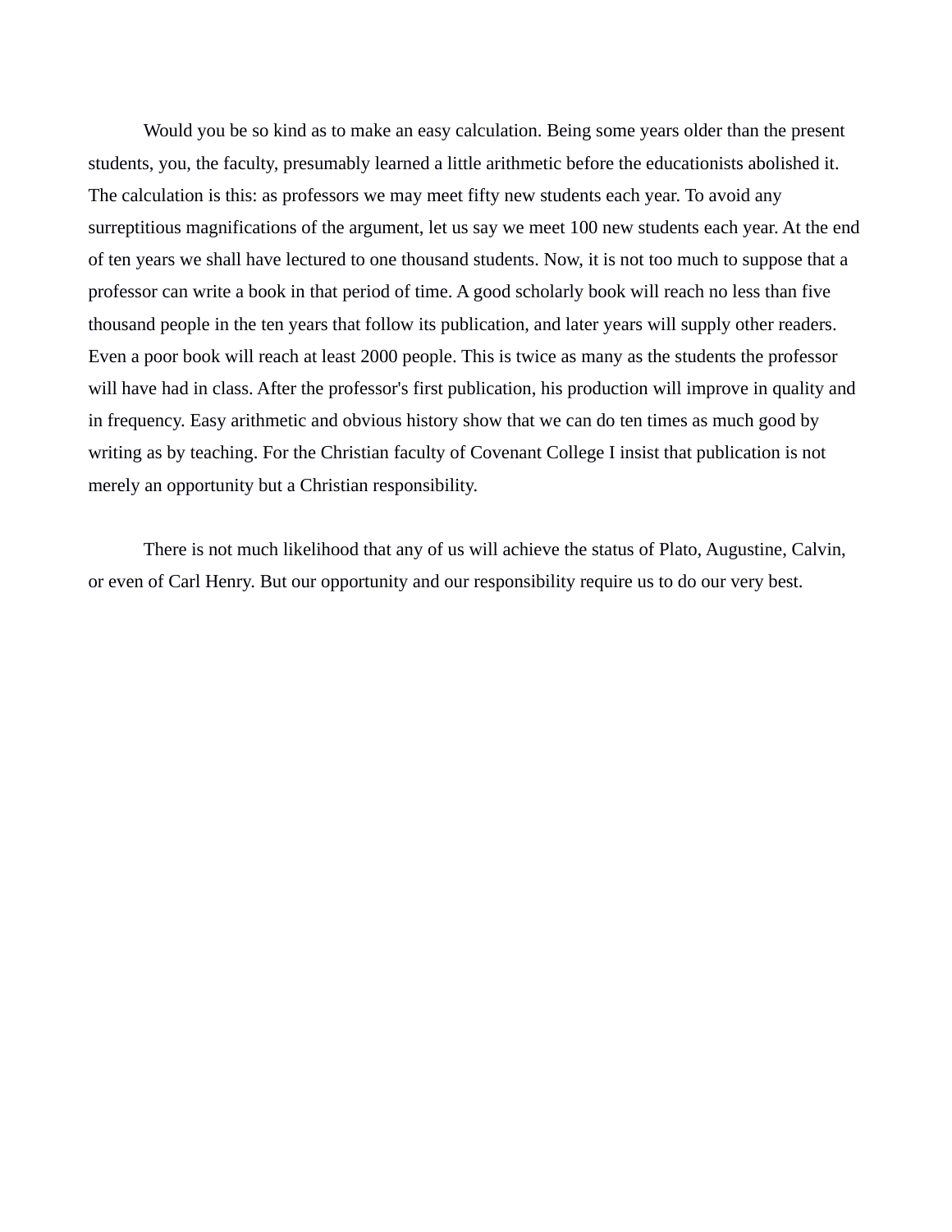Would you be so kind as to make an easy calculation. Being some years older than the present students, you, the faculty, presumably learned a little arithmetic before the educationists abolished it. The calculation is this: as professors we may meet fifty new students each year. To avoid any surreptitious magnifications of the argument, let us say we meet 100 new students each year. At the end of ten years we shall have lectured to one thousand students. Now, it is not too much to suppose that a professor can write a book in that period of time. A good scholarly book will reach no less than five thousand people in the ten years that follow its publication, and later years will supply other readers. Even a poor book will reach at least 2000 people. This is twice as many as the students the professor will have had in class. After the professor's first publication, his production will improve in quality and in frequency. Easy arithmetic and obvious history show that we can do ten times as much good by writing as by teaching. For the Christian faculty of Covenant College I insist that publication is not merely an opportunity but a Christian responsibility.

There is not much likelihood that any of us will achieve the status of Plato, Augustine, Calvin, or even of Carl Henry. But our opportunity and our responsibility require us to do our very best.